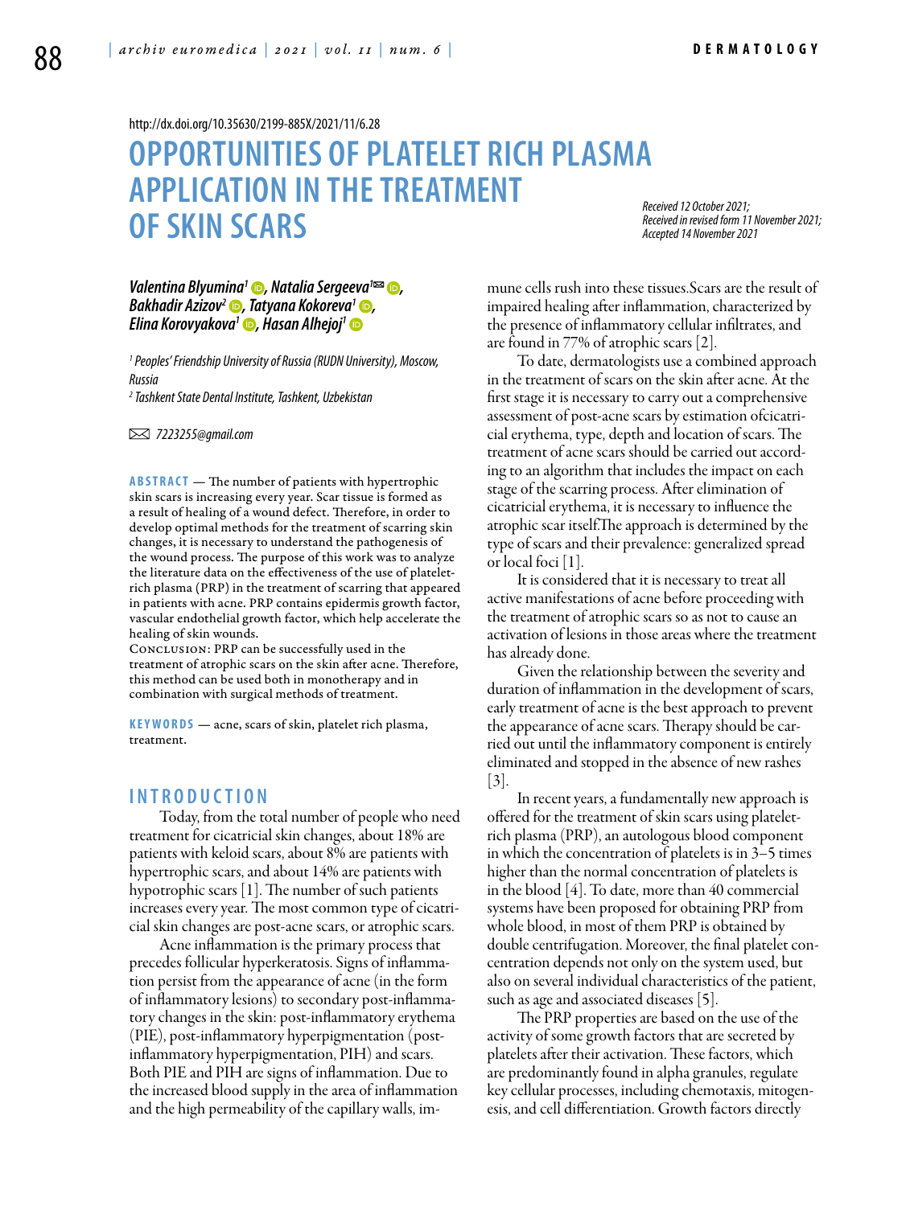http://dx.doi.org/10.35630/2199-885X/2021/11/6.28

# OPPORTUNITIES OF PLATELET RICH PLASMA APPLICATION IN THE TREATMENT OF SKIN SCARS

*Received 12 October 2021; Received in revised form 11 November 2021; Accepted 14 November 2021*

***Valentina Blyumina[1], Natalia Sergeeva[1]✉, Bakhadir Azizov[2], Tatyana Kokoreva[1], Elina Korovyakova[1], Hasan Alhejoj[1]***

*[1] Peoples' Friendship University of Russia (RUDN University), Moscow, Russia*

*[2] Tashkent State Dental Institute, Tashkent, Uzbekistan*

✉ *7223255@gmail.com*

**ABSTRACT** — The number of patients with hypertrophic skin scars is increasing every year. Scar tissue is formed as a result of healing of a wound defect. Therefore, in order to develop optimal methods for the treatment of scarring skin changes, it is necessary to understand the pathogenesis of the wound process. The purpose of this work was to analyze the literature data on the effectiveness of the use of platelet-rich plasma (PRP) in the treatment of scarring that appeared in patients with acne. PRP contains epidermis growth factor, vascular endothelial growth factor, which help accelerate the healing of skin wounds.

Conclusion: PRP can be successfully used in the treatment of atrophic scars on the skin after acne. Therefore, this method can be used both in monotherapy and in combination with surgical methods of treatment.

**KEYWORDS** — acne, scars of skin, platelet rich plasma, treatment.

## INTRODUCTION

Today, from the total number of people who need treatment for cicatricial skin changes, about 18% are patients with keloid scars, about 8% are patients with hypertrophic scars, and about 14% are patients with hypotrophic scars [1]. The number of such patients increases every year. The most common type of cicatricial skin changes are post-acne scars, or atrophic scars.

Acne inflammation is the primary process that precedes follicular hyperkeratosis. Signs of inflammation persist from the appearance of acne (in the form of inflammatory lesions) to secondary post-inflammatory changes in the skin: post-inflammatory erythema (PIE), post-inflammatory hyperpigmentation (post-inflammatory hyperpigmentation, PIH) and scars. Both PIE and PIH are signs of inflammation. Due to the increased blood supply in the area of inflammation and the high permeability of the capillary walls, immune cells rush into these tissues.Scars are the result of impaired healing after inflammation, characterized by the presence of inflammatory cellular infiltrates, and are found in 77% of atrophic scars [2].

To date, dermatologists use a combined approach in the treatment of scars on the skin after acne. At the first stage it is necessary to carry out a comprehensive assessment of post-acne scars by estimation ofcicatricial erythema, type, depth and location of scars. The treatment of acne scars should be carried out according to an algorithm that includes the impact on each stage of the scarring process. After elimination of cicatricial erythema, it is necessary to influence the atrophic scar itself.The approach is determined by the type of scars and their prevalence: generalized spread or local foci [1].

It is considered that it is necessary to treat all active manifestations of acne before proceeding with the treatment of atrophic scars so as not to cause an activation of lesions in those areas where the treatment has already done.

Given the relationship between the severity and duration of inflammation in the development of scars, early treatment of acne is the best approach to prevent the appearance of acne scars. Therapy should be carried out until the inflammatory component is entirely eliminated and stopped in the absence of new rashes [3].

In recent years, a fundamentally new approach is offered for the treatment of skin scars using platelet-rich plasma (PRP), an autologous blood component in which the concentration of platelets is in 3–5 times higher than the normal concentration of platelets is in the blood [4]. To date, more than 40 commercial systems have been proposed for obtaining PRP from whole blood, in most of them PRP is obtained by double centrifugation. Moreover, the final platelet concentration depends not only on the system used, but also on several individual characteristics of the patient, such as age and associated diseases [5].

The PRP properties are based on the use of the activity of some growth factors that are secreted by platelets after their activation. These factors, which are predominantly found in alpha granules, regulate key cellular processes, including chemotaxis, mitogenesis, and cell differentiation. Growth factors directly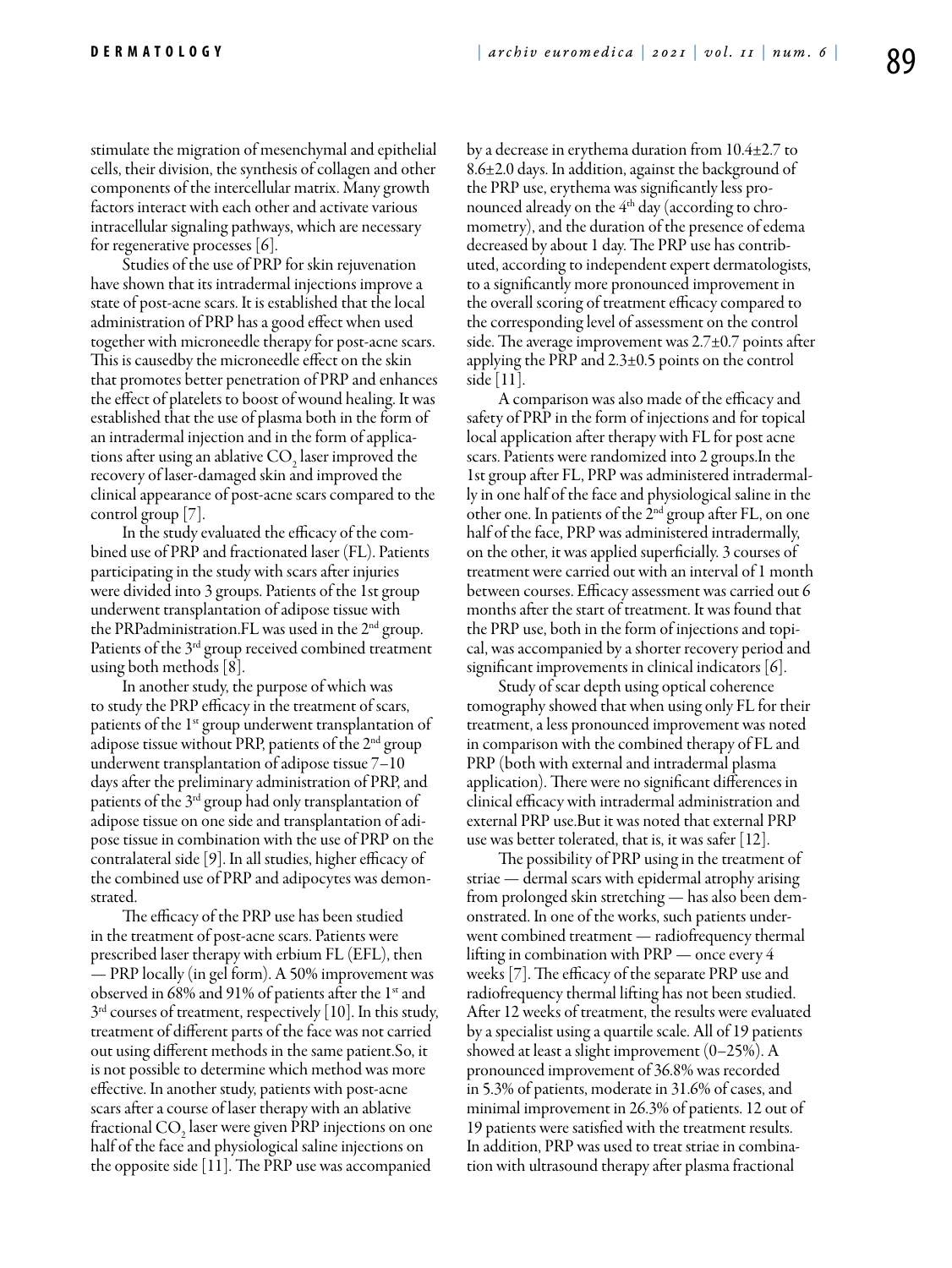stimulate the migration of mesenchymal and epithelial cells, their division, the synthesis of collagen and other components of the intercellular matrix. Many growth factors interact with each other and activate various intracellular signaling pathways, which are necessary for regenerative processes [6].

Studies of the use of PRP for skin rejuvenation have shown that its intradermal injections improve a state of post-acne scars. It is established that the local administration of PRP has a good effect when used together with microneedle therapy for post-acne scars. This is causedby the microneedle effect on the skin that promotes better penetration of PRP and enhances the effect of platelets to boost of wound healing. It was established that the use of plasma both in the form of an intradermal injection and in the form of applications after using an ablative $CO_2$ laser improved the recovery of laser-damaged skin and improved the clinical appearance of post-acne scars compared to the control group [7].

In the study evaluated the efficacy of the combined use of PRP and fractionated laser (FL). Patients participating in the study with scars after injuries were divided into 3 groups. Patients of the 1st group underwent transplantation of adipose tissue with the PRPadministration.FL was used in the 2nd group. Patients of the 3rd group received combined treatment using both methods [8].

In another study, the purpose of which was to study the PRP efficacy in the treatment of scars, patients of the 1st group underwent transplantation of adipose tissue without PRP, patients of the 2nd group underwent transplantation of adipose tissue 7–10 days after the preliminary administration of PRP, and patients of the 3rd group had only transplantation of adipose tissue on one side and transplantation of adipose tissue in combination with the use of PRP on the contralateral side [9]. In all studies, higher efficacy of the combined use of PRP and adipocytes was demonstrated.

The efficacy of the PRP use has been studied in the treatment of post-acne scars. Patients were prescribed laser therapy with erbium FL (EFL), then — PRP locally (in gel form). A 50% improvement was observed in 68% and 91% of patients after the 1st and 3rd courses of treatment, respectively [10]. In this study, treatment of different parts of the face was not carried out using different methods in the same patient.So, it is not possible to determine which method was more effective. In another study, patients with post-acne scars after a course of laser therapy with an ablative fractional $CO_2$ laser were given PRP injections on one half of the face and physiological saline injections on the opposite side [11]. The PRP use was accompanied by a decrease in erythema duration from 10.4±2.7 to 8.6±2.0 days. In addition, against the background of the PRP use, erythema was significantly less pronounced already on the 4th day (according to chromometry), and the duration of the presence of edema decreased by about 1 day. The PRP use has contributed, according to independent expert dermatologists, to a significantly more pronounced improvement in the overall scoring of treatment efficacy compared to the corresponding level of assessment on the control side. The average improvement was 2.7±0.7 points after applying the PRP and 2.3±0.5 points on the control side [11].

A comparison was also made of the efficacy and safety of PRP in the form of injections and for topical local application after therapy with FL for post acne scars. Patients were randomized into 2 groups.In the 1st group after FL, PRP was administered intradermally in one half of the face and physiological saline in the other one. In patients of the 2nd group after FL, on one half of the face, PRP was administered intradermally, on the other, it was applied superficially. 3 courses of treatment were carried out with an interval of 1 month between courses. Efficacy assessment was carried out 6 months after the start of treatment. It was found that the PRP use, both in the form of injections and topical, was accompanied by a shorter recovery period and significant improvements in clinical indicators [6].

Study of scar depth using optical coherence tomography showed that when using only FL for their treatment, a less pronounced improvement was noted in comparison with the combined therapy of FL and PRP (both with external and intradermal plasma application). There were no significant differences in clinical efficacy with intradermal administration and external PRP use.But it was noted that external PRP use was better tolerated, that is, it was safer [12].

The possibility of PRP using in the treatment of striae — dermal scars with epidermal atrophy arising from prolonged skin stretching — has also been demonstrated. In one of the works, such patients underwent combined treatment — radiofrequency thermal lifting in combination with PRP — once every 4 weeks [7]. The efficacy of the separate PRP use and radiofrequency thermal lifting has not been studied. After 12 weeks of treatment, the results were evaluated by a specialist using a quartile scale. All of 19 patients showed at least a slight improvement (0–25%). A pronounced improvement of 36.8% was recorded in 5.3% of patients, moderate in 31.6% of cases, and minimal improvement in 26.3% of patients. 12 out of 19 patients were satisfied with the treatment results. In addition, PRP was used to treat striae in combination with ultrasound therapy after plasma fractional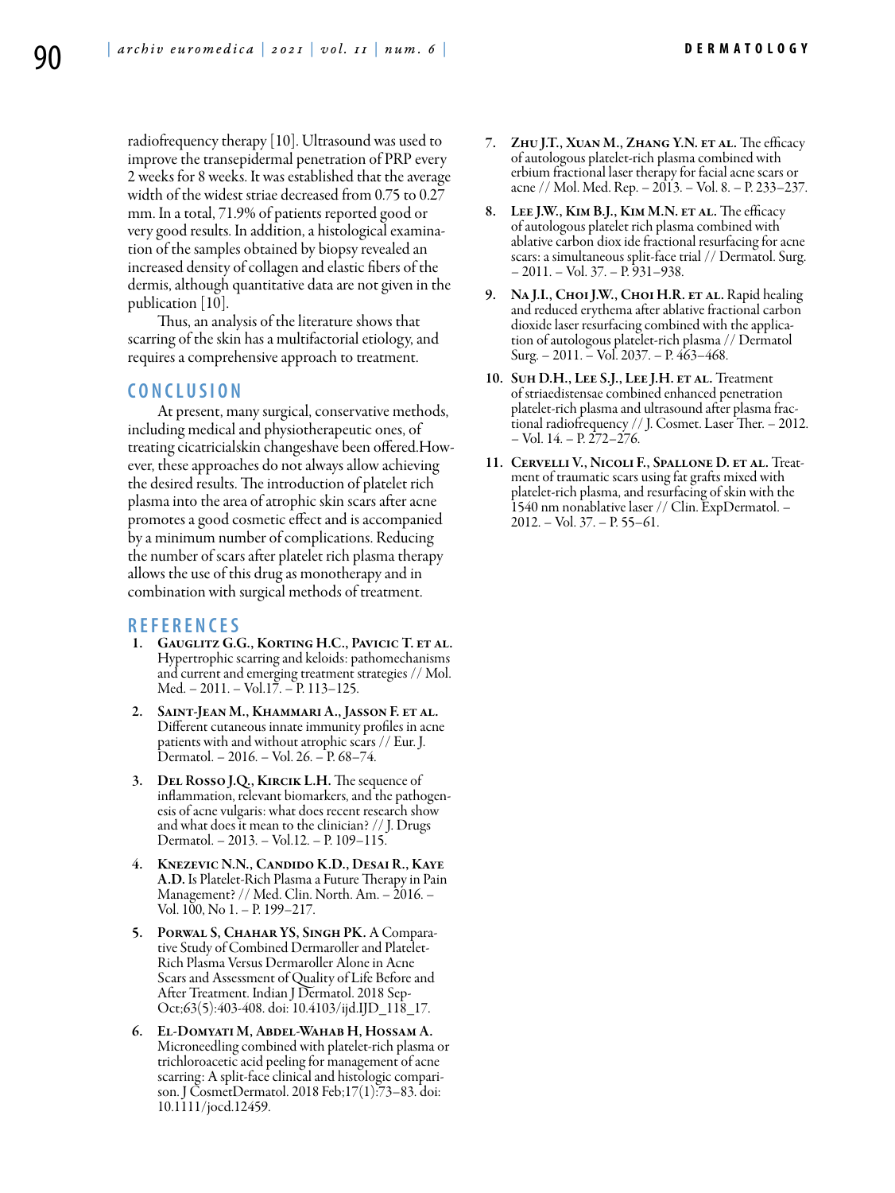radiofrequency therapy [10]. Ultrasound was used to improve the transepidermal penetration of PRP every 2 weeks for 8 weeks. It was established that the average width of the widest striae decreased from 0.75 to 0.27 mm. In a total, 71.9% of patients reported good or very good results. In addition, a histological examination of the samples obtained by biopsy revealed an increased density of collagen and elastic fibers of the dermis, although quantitative data are not given in the publication [10].

Thus, an analysis of the literature shows that scarring of the skin has a multifactorial etiology, and requires a comprehensive approach to treatment.

## CONCLUSION

At present, many surgical, conservative methods, including medical and physiotherapeutic ones, of treating cicatricialskin changeshave been offered.However, these approaches do not always allow achieving the desired results. The introduction of platelet rich plasma into the area of atrophic skin scars after acne promotes a good cosmetic effect and is accompanied by a minimum number of complications. Reducing the number of scars after platelet rich plasma therapy allows the use of this drug as monotherapy and in combination with surgical methods of treatment.

## REFERENCES

1. **Gauglitz G.G., Korting H.C., Pavicic T. et al.** Hypertrophic scarring and keloids: pathomechanisms and current and emerging treatment strategies // Mol. Med. – 2011. – Vol.17. – P. 113–125.
2. **Saint-Jean M., Khammari A., Jasson F. et al.** Different cutaneous innate immunity profiles in acne patients with and without atrophic scars // Eur. J. Dermatol. – 2016. – Vol. 26. – P. 68–74.
3. **Del Rosso J.Q., Kircik L.H.** The sequence of inflammation, relevant biomarkers, and the pathogenesis of acne vulgaris: what does recent research show and what does it mean to the clinician? // J. Drugs Dermatol. – 2013. – Vol.12. – P. 109–115.
4. **Knezevic N.N., Candido K.D., Desai R., Kaye A.D.** Is Platelet-Rich Plasma a Future Therapy in Pain Management? // Med. Clin. North. Am. – 2016. – Vol. 100, No 1. – P. 199–217.
5. **Porwal S, Chahar YS, Singh PK.** A Comparative Study of Combined Dermaroller and Platelet-Rich Plasma Versus Dermaroller Alone in Acne Scars and Assessment of Quality of Life Before and After Treatment. Indian J Dermatol. 2018 Sep-Oct;63(5):403-408. doi: 10.4103/ijd.IJD_118_17.
6. **El-Domyati M, Abdel-Wahab H, Hossam A.** Microneedling combined with platelet-rich plasma or trichloroacetic acid peeling for management of acne scarring: A split-face clinical and histologic comparison. J CosmetDermatol. 2018 Feb;17(1):73–83. doi: 10.1111/jocd.12459.
7. **Zhu J.T., Xuan M., Zhang Y.N. et al.** The efficacy of autologous platelet-rich plasma combined with erbium fractional laser therapy for facial acne scars or acne // Mol. Med. Rep. – 2013. – Vol. 8. – P. 233–237.
8. **Lee J.W., Kim B.J., Kim M.N. et al.** The efficacy of autologous platelet rich plasma combined with ablative carbon diox ide fractional resurfacing for acne scars: a simultaneous split-face trial // Dermatol. Surg. – 2011. – Vol. 37. – P. 931–938.
9. **Na J.I., Choi J.W., Choi H.R. et al.** Rapid healing and reduced erythema after ablative fractional carbon dioxide laser resurfacing combined with the application of autologous platelet-rich plasma // Dermatol Surg. – 2011. – Vol. 2037. – P. 463–468.
10. **Suh D.H., Lee S.J., Lee J.H. et al.** Treatment of striaedistensae combined enhanced penetration platelet-rich plasma and ultrasound after plasma fractional radiofrequency // J. Cosmet. Laser Ther. – 2012. – Vol. 14. – P. 272–276.
11. **Cervelli V., Nicoli F., Spallone D. et al.** Treatment of traumatic scars using fat grafts mixed with platelet-rich plasma, and resurfacing of skin with the 1540 nm nonablative laser // Clin. ExpDermatol. – 2012. – Vol. 37. – P. 55–61.